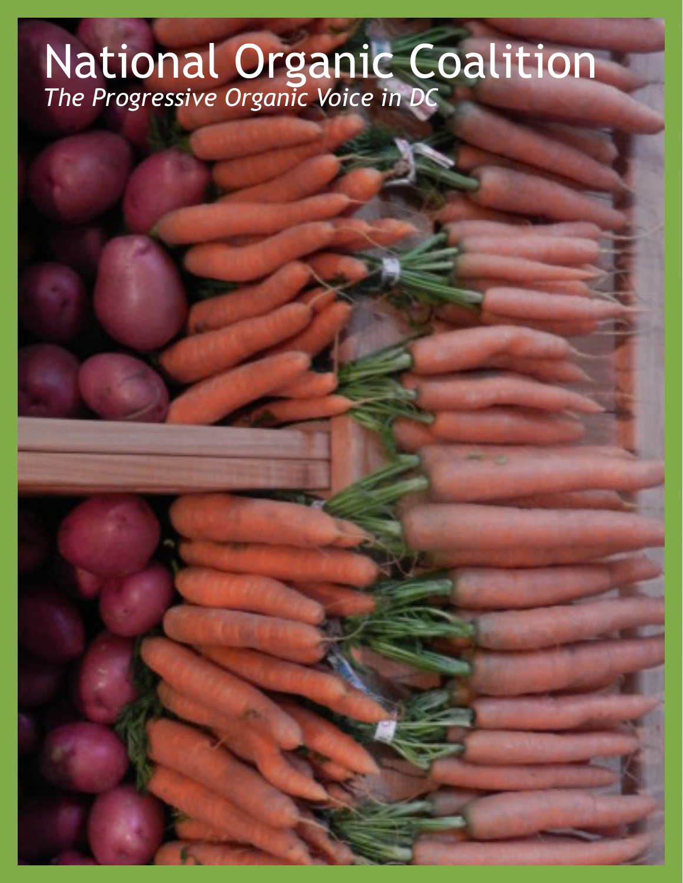# National Organic Coalition

*The Progressive Organic Voice in DC*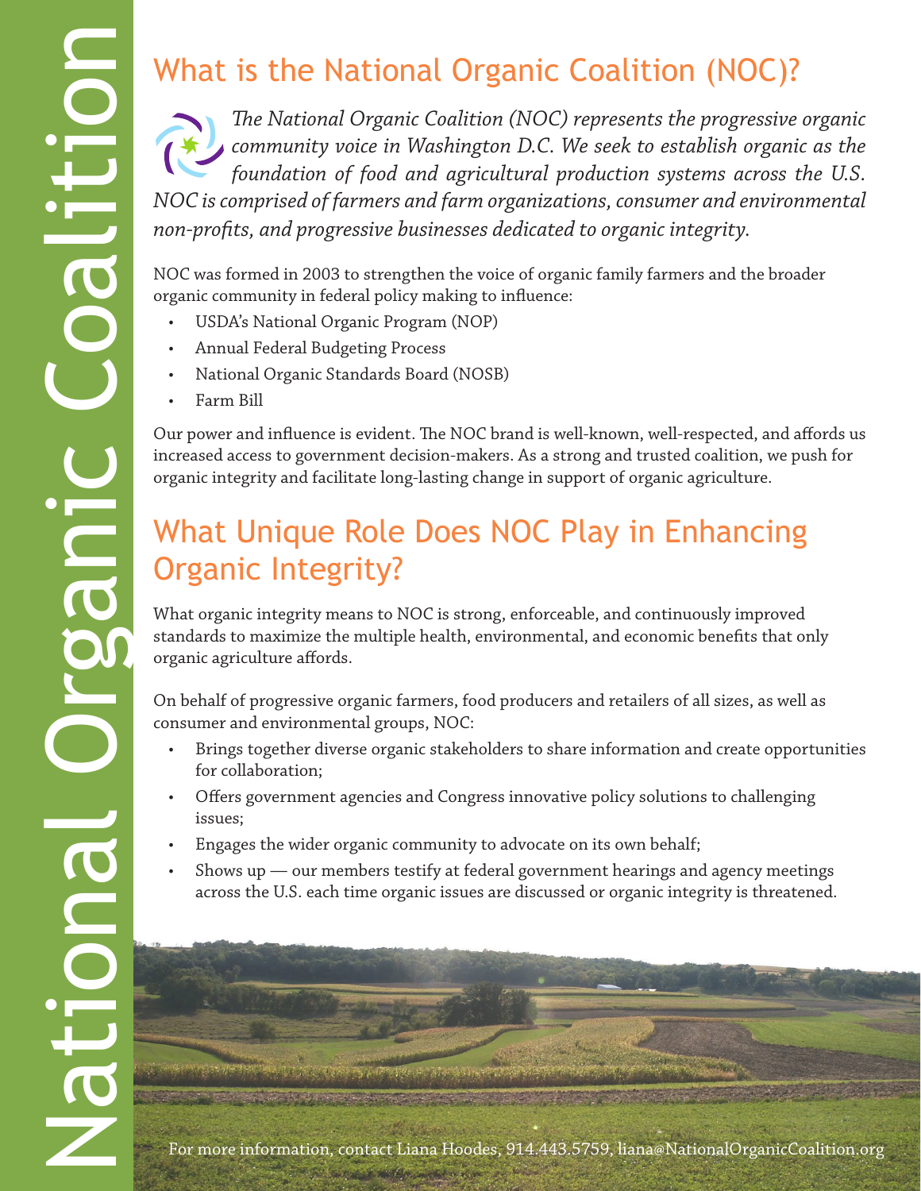# What is the National Organic Coalition (NOC)?

*The National Organic Coalition (NOC) represents the progressive organic community voice in Washington D.C. We seek to establish organic as the foundation of food and agricultural production systems across the U.S. NOC is comprised of farmers and farm organizations, consumer and environmental non-profits, and progressive businesses dedicated to organic integrity.*

NOC was formed in 2003 to strengthen the voice of organic family farmers and the broader organic community in federal policy making to influence:

- USDA's National Organic Program (NOP)
- Annual Federal Budgeting Process
- National Organic Standards Board (NOSB)
- Farm Bill

Our power and influence is evident. The NOC brand is well-known, well-respected, and affords us increased access to government decision-makers. As a strong and trusted coalition, we push for organic integrity and facilitate long-lasting change in support of organic agriculture.

# What Unique Role Does NOC Play in Enhancing Organic Integrity?

What organic integrity means to NOC is strong, enforceable, and continuously improved standards to maximize the multiple health, environmental, and economic benefits that only organic agriculture affords.

On behalf of progressive organic farmers, food producers and retailers of all sizes, as well as consumer and environmental groups, NOC:

- Brings together diverse organic stakeholders to share information and create opportunities for collaboration;
- Offers government agencies and Congress innovative policy solutions to challenging issues;
- Engages the wider organic community to advocate on its own behalf;
- Shows up — our members testify at federal government hearings and agency meetings across the U.S. each time organic issues are discussed or organic integrity is threatened.

For more information, contact Liana Hoodes, 914.443.5759, liana@NationalOrganicCoalition.org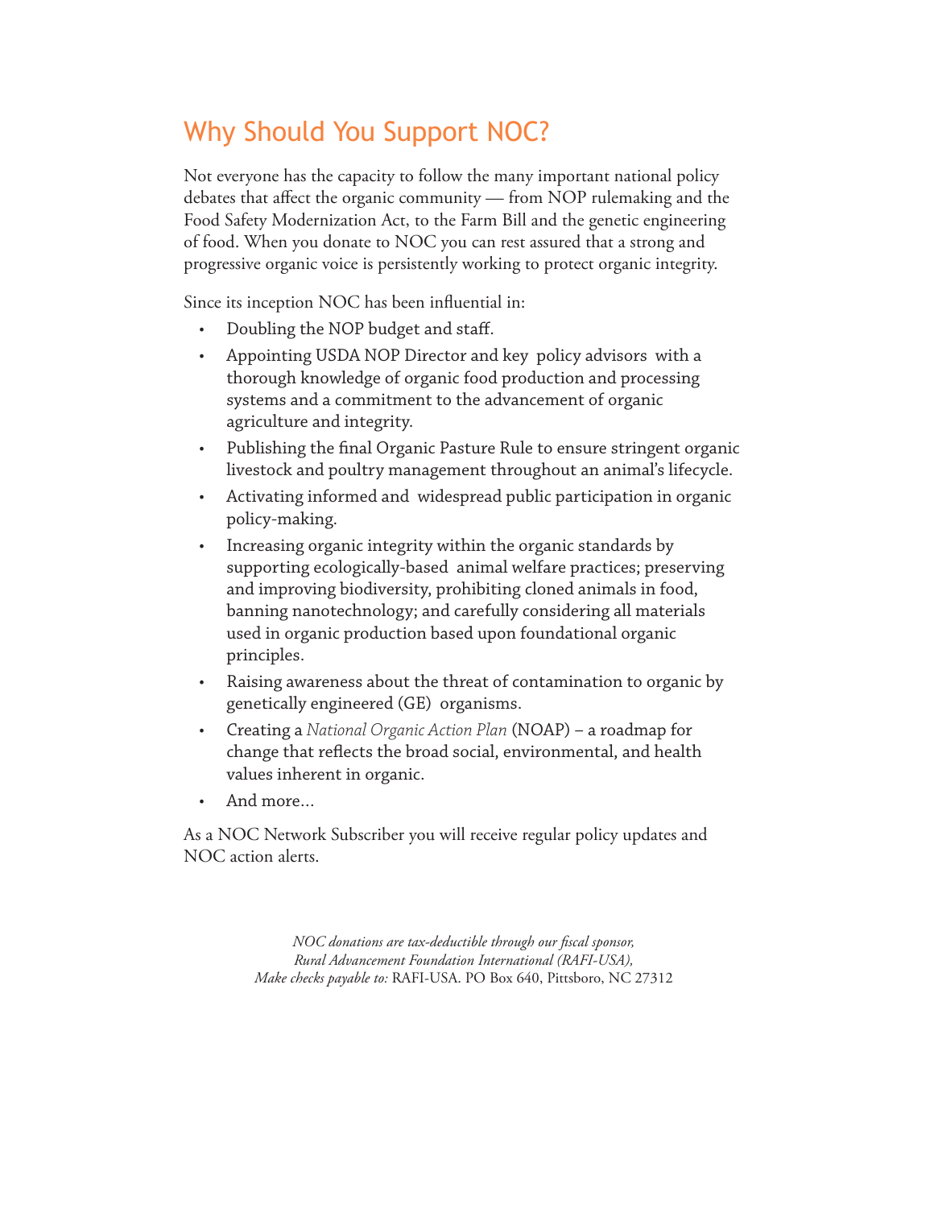## Why Should You Support NOC?

Not everyone has the capacity to follow the many important national policy debates that affect the organic community — from NOP rulemaking and the Food Safety Modernization Act, to the Farm Bill and the genetic engineering of food. When you donate to NOC you can rest assured that a strong and progressive organic voice is persistently working to protect organic integrity.

Since its inception NOC has been influential in:

- Doubling the NOP budget and staff.
- Appointing USDA NOP Director and key policy advisors with a thorough knowledge of organic food production and processing systems and a commitment to the advancement of organic agriculture and integrity.
- Publishing the final Organic Pasture Rule to ensure stringent organic livestock and poultry management throughout an animal's lifecycle.
- Activating informed and widespread public participation in organic policy-making.
- Increasing organic integrity within the organic standards by supporting ecologically-based animal welfare practices; preserving and improving biodiversity, prohibiting cloned animals in food, banning nanotechnology; and carefully considering all materials used in organic production based upon foundational organic principles.
- Raising awareness about the threat of contamination to organic by genetically engineered (GE) organisms.
- Creating a *National Organic Action Plan* (NOAP) – a roadmap for change that reflects the broad social, environmental, and health values inherent in organic.
- And more...

As a NOC Network Subscriber you will receive regular policy updates and NOC action alerts.

*NOC donations are tax-deductible through our fiscal sponsor,*
*Rural Advancement Foundation International (RAFI-USA),*
*Make checks payable to:* RAFI-USA. PO Box 640, Pittsboro, NC 27312